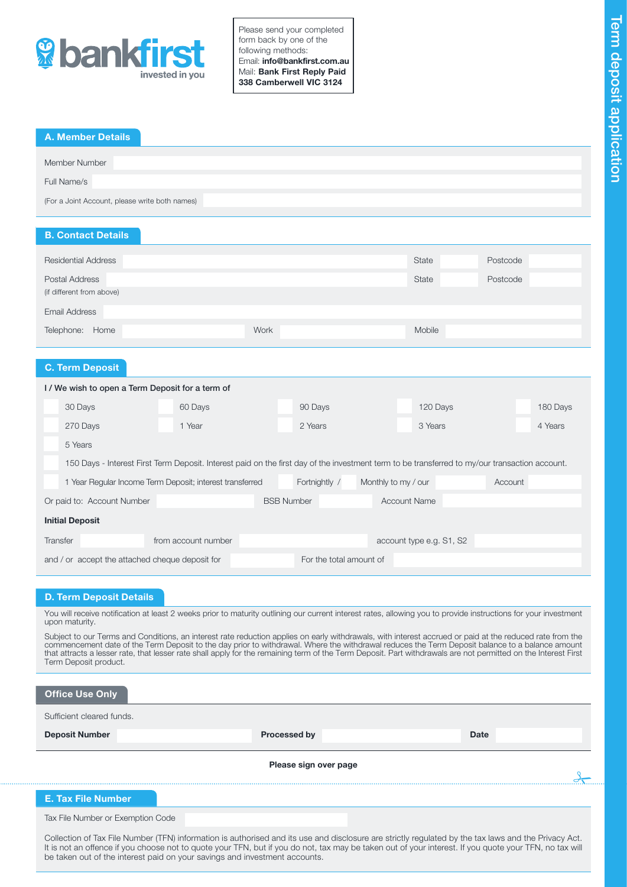bankfirst
invested in you

Please send your completed form back by one of the following methods:
Email: **info@bankfirst.com.au**
Mail: **Bank First Reply Paid 338 Camberwell VIC 3124**

Term deposit application

## A. Member Details

Member Number

Full Name/s

(For a Joint Account, please write both names)

## B. Contact Details

Residential Address | State | Postcode

Postal Address (if different from above) | State | Postcode

Email Address

Telephone: Home | Work | Mobile

## C. Term Deposit

**I / We wish to open a Term Deposit for a term of**

- 30 Days
- 60 Days
- 90 Days
- 120 Days
- 180 Days
- 270 Days
- 1 Year
- 2 Years
- 3 Years
- 4 Years
- 5 Years
- 150 Days - Interest First Term Deposit. Interest paid on the first day of the investment term to be transferred to my/our transaction account.
- 1 Year Regular Income Term Deposit; interest transferred | Fortnightly / | Monthly to my / our | Account

Or paid to: Account Number | BSB Number | Account Name

**Initial Deposit**

Transfer | from account number | account type e.g. S1, S2

and / or accept the attached cheque deposit for | For the total amount of

## D. Term Deposit Details

You will receive notification at least 2 weeks prior to maturity outlining our current interest rates, allowing you to provide instructions for your investment upon maturity.

Subject to our Terms and Conditions, an interest rate reduction applies on early withdrawals, with interest accrued or paid at the reduced rate from the commencement date of the Term Deposit to the day prior to withdrawal. Where the withdrawal reduces the Term Deposit balance to a balance amount that attracts a lesser rate, that lesser rate shall apply for the remaining term of the Term Deposit. Part withdrawals are not permitted on the Interest First Term Deposit product.

## Office Use Only

Sufficient cleared funds.

**Deposit Number** | **Processed by** | **Date**

**Please sign over page**

## E. Tax File Number

Tax File Number or Exemption Code

Collection of Tax File Number (TFN) information is authorised and its use and disclosure are strictly regulated by the tax laws and the Privacy Act. It is not an offence if you choose not to quote your TFN, but if you do not, tax may be taken out of your interest. If you quote your TFN, no tax will be taken out of the interest paid on your savings and investment accounts.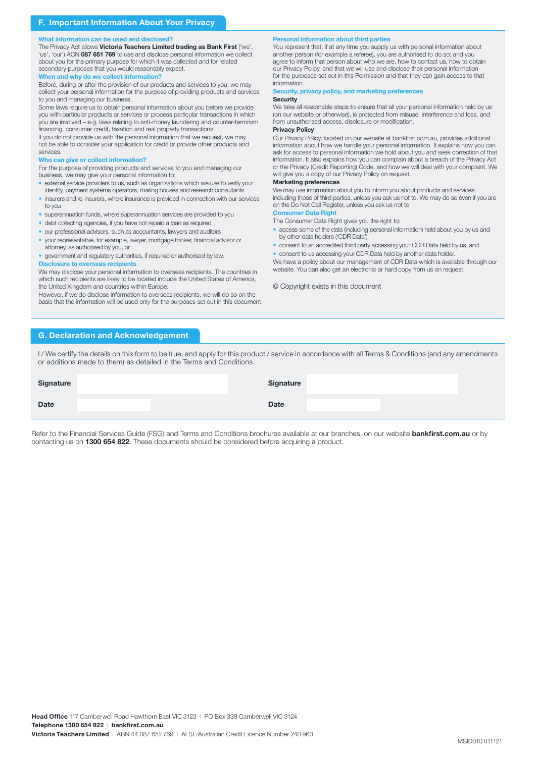## F. Important Information About Your Privacy

### What information can be used and disclosed?

The Privacy Act allows **Victoria Teachers Limited trading as Bank First** ('we', 'us', 'our') ACN **087 651 769** to use and disclose personal information we collect about you for the primary purpose for which it was collected and for related secondary purposes that you would reasonably expect.

### When and why do we collect information?

Before, during or after the provision of our products and services to you, we may collect your personal information for the purpose of providing products and services to you and managing our business.

Some laws require us to obtain personal information about you before we provide you with particular products or services or process particular transactions in which you are involved – e.g. laws relating to anti-money laundering and counter-terrorism financing, consumer credit, taxation and real property transactions.

If you do not provide us with the personal information that we request, we may not be able to consider your application for credit or provide other products and services.

### Who can give or collect information?

For the purpose of providing products and services to you and managing our business, we may give your personal information to:

- external service providers to us, such as organisations which we use to verify your identity, payment systems operators, mailing houses and research consultants
- insurers and re-insurers, where insurance is provided in connection with our services to you
- superannuation funds, where superannuation services are provided to you
- debt collecting agencies, if you have not repaid a loan as required
- our professional advisors, such as accountants, lawyers and auditors
- your representative, for example, lawyer, mortgage broker, financial advisor or attorney, as authorised by you, or
- government and regulatory authorities, if required or authorised by law.

### Disclosure to overseas recipients

We may disclose your personal information to overseas recipients. The countries in which such recipients are likely to be located include the United States of America, the United Kingdom and countries within Europe.

However, if we do disclose information to overseas recipients, we will do so on the basis that the information will be used only for the purposes set out in this document.

### Personal information about third parties

You represent that, if at any time you supply us with personal information about another person (for example a referee), you are authorised to do so; and you agree to inform that person about who we are, how to contact us, how to obtain our Privacy Policy, and that we will use and disclose their personal information for the purposes set out in this Permission and that they can gain access to that information.

### Security, privacy policy, and marketing preferences

**Security**

We take all reasonable steps to ensure that all your personal information held by us (on our website or otherwise), is protected from misuse, interference and loss, and from unauthorised access, disclosure or modification.

**Privacy Policy**

Our Privacy Policy, located on our website at bankfirst.com.au, provides additional information about how we handle your personal information. It explains how you can ask for access to personal information we hold about you and seek correction of that information. It also explains how you can complain about a breach of the Privacy Act or the Privacy (Credit Reporting) Code, and how we will deal with your complaint. We will give you a copy of our Privacy Policy on request.

**Marketing preferences**

We may use information about you to inform you about products and services, including those of third parties, unless you ask us not to. We may do so even if you are on the Do Not Call Register, unless you ask us not to.

### Consumer Data Right

The Consumer Data Right gives you the right to:

- access some of the data (including personal information) held about you by us and by other data holders ('CDR Data')
- consent to an accredited third party accessing your CDR Data held by us, and
- consent to us accessing your CDR Data held by another data holder.

We have a policy about our management of CDR Data which is available through our website. You can also get an electronic or hard copy from us on request.

© Copyright exists in this document

## G. Declaration and Acknowledgement

I / We certify the details on this form to be true, and apply for this product / service in accordance with all Terms & Conditions (and any amendments or additions made to them) as detailed in the Terms and Conditions.

| | | | |
|---|---|---|---|
| **Signature** | | **Signature** | |
| **Date** | | **Date** | |

Refer to the Financial Services Guide (FSG) and Terms and Conditions brochures available at our branches, on our website **bankfirst.com.au** or by contacting us on **1300 654 822**. These documents should be considered before acquiring a product.

**Head Office** 117 Camberwell Road Hawthorn East VIC 3123 | PO Box 338 Camberwell VIC 3124
**Telephone 1300 654 822** | **bankfirst.com.au**
**Victoria Teachers Limited** | ABN 44 087 651 769 | AFSL/Australian Credit Licence Number 240 960

MSID010 011121